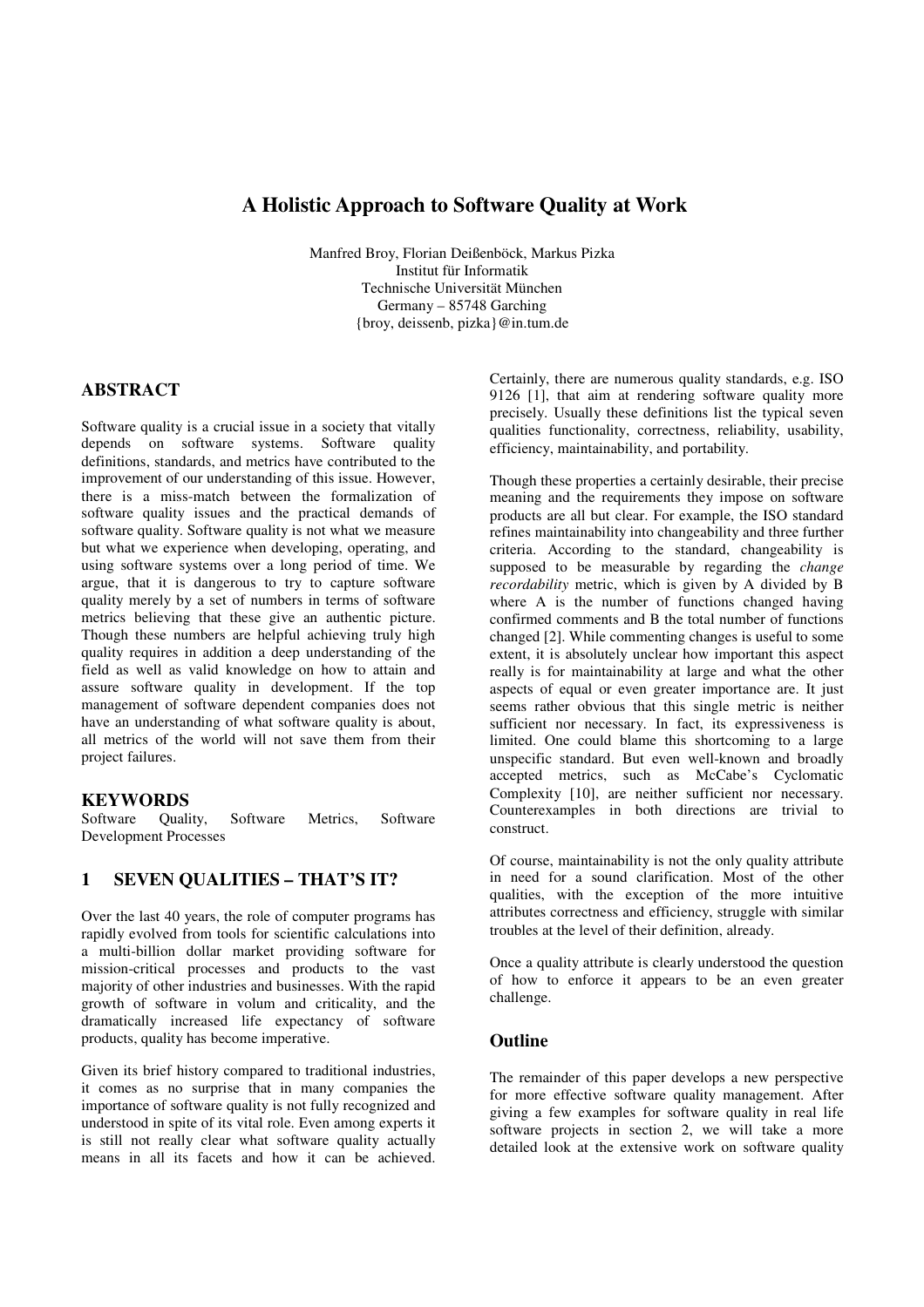# A Holistic Approach to Software Quality at Work

Manfred Broy, Florian Deißenböck, Markus Pizka
Institut für Informatik
Technische Universität München
Germany – 85748 Garching
{broy, deissenb, pizka}@in.tum.de

## ABSTRACT

Software quality is a crucial issue in a society that vitally depends on software systems. Software quality definitions, standards, and metrics have contributed to the improvement of our understanding of this issue. However, there is a miss-match between the formalization of software quality issues and the practical demands of software quality. Software quality is not what we measure but what we experience when developing, operating, and using software systems over a long period of time. We argue, that it is dangerous to try to capture software quality merely by a set of numbers in terms of software metrics believing that these give an authentic picture. Though these numbers are helpful achieving truly high quality requires in addition a deep understanding of the field as well as valid knowledge on how to attain and assure software quality in development. If the top management of software dependent companies does not have an understanding of what software quality is about, all metrics of the world will not save them from their project failures.

## KEYWORDS

Software Quality, Software Metrics, Software Development Processes

## 1 SEVEN QUALITIES – THAT'S IT?

Over the last 40 years, the role of computer programs has rapidly evolved from tools for scientific calculations into a multi-billion dollar market providing software for mission-critical processes and products to the vast majority of other industries and businesses. With the rapid growth of software in volum and criticality, and the dramatically increased life expectancy of software products, quality has become imperative.

Given its brief history compared to traditional industries, it comes as no surprise that in many companies the importance of software quality is not fully recognized and understood in spite of its vital role. Even among experts it is still not really clear what software quality actually means in all its facets and how it can be achieved. Certainly, there are numerous quality standards, e.g. ISO 9126 [1], that aim at rendering software quality more precisely. Usually these definitions list the typical seven qualities functionality, correctness, reliability, usability, efficiency, maintainability, and portability.

Though these properties a certainly desirable, their precise meaning and the requirements they impose on software products are all but clear. For example, the ISO standard refines maintainability into changeability and three further criteria. According to the standard, changeability is supposed to be measurable by regarding the *change recordability* metric, which is given by A divided by B where A is the number of functions changed having confirmed comments and B the total number of functions changed [2]. While commenting changes is useful to some extent, it is absolutely unclear how important this aspect really is for maintainability at large and what the other aspects of equal or even greater importance are. It just seems rather obvious that this single metric is neither sufficient nor necessary. In fact, its expressiveness is limited. One could blame this shortcoming to a large unspecific standard. But even well-known and broadly accepted metrics, such as McCabe's Cyclomatic Complexity [10], are neither sufficient nor necessary. Counterexamples in both directions are trivial to construct.

Of course, maintainability is not the only quality attribute in need for a sound clarification. Most of the other qualities, with the exception of the more intuitive attributes correctness and efficiency, struggle with similar troubles at the level of their definition, already.

Once a quality attribute is clearly understood the question of how to enforce it appears to be an even greater challenge.

### Outline

The remainder of this paper develops a new perspective for more effective software quality management. After giving a few examples for software quality in real life software projects in section 2, we will take a more detailed look at the extensive work on software quality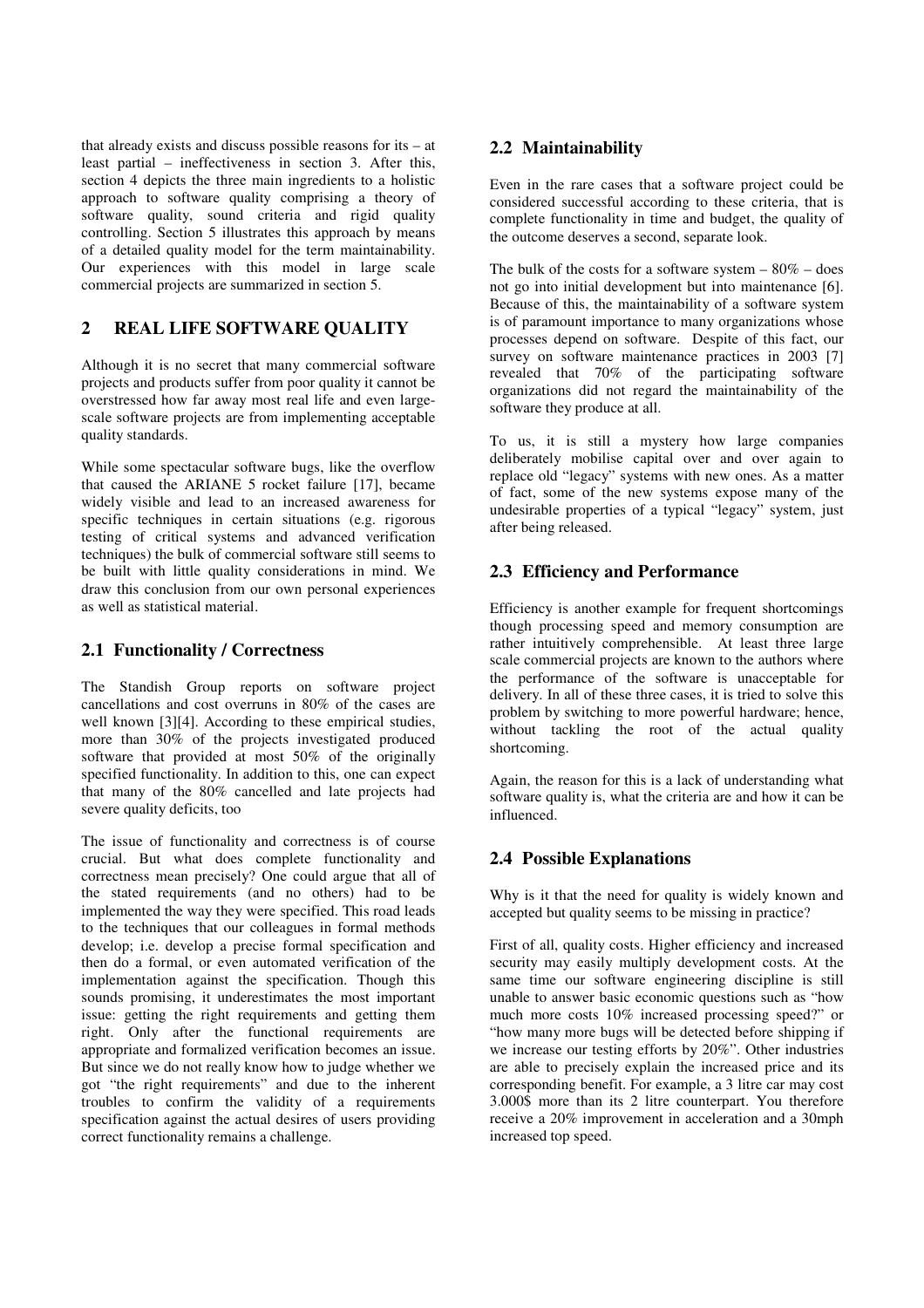that already exists and discuss possible reasons for its – at least partial – ineffectiveness in section 3. After this, section 4 depicts the three main ingredients to a holistic approach to software quality comprising a theory of software quality, sound criteria and rigid quality controlling. Section 5 illustrates this approach by means of a detailed quality model for the term maintainability. Our experiences with this model in large scale commercial projects are summarized in section 5.

## 2 REAL LIFE SOFTWARE QUALITY

Although it is no secret that many commercial software projects and products suffer from poor quality it cannot be overstressed how far away most real life and even large-scale software projects are from implementing acceptable quality standards.

While some spectacular software bugs, like the overflow that caused the ARIANE 5 rocket failure [17], became widely visible and lead to an increased awareness for specific techniques in certain situations (e.g. rigorous testing of critical systems and advanced verification techniques) the bulk of commercial software still seems to be built with little quality considerations in mind. We draw this conclusion from our own personal experiences as well as statistical material.

### 2.1 Functionality / Correctness

The Standish Group reports on software project cancellations and cost overruns in 80% of the cases are well known [3][4]. According to these empirical studies, more than 30% of the projects investigated produced software that provided at most 50% of the originally specified functionality. In addition to this, one can expect that many of the 80% cancelled and late projects had severe quality deficits, too

The issue of functionality and correctness is of course crucial. But what does complete functionality and correctness mean precisely? One could argue that all of the stated requirements (and no others) had to be implemented the way they were specified. This road leads to the techniques that our colleagues in formal methods develop; i.e. develop a precise formal specification and then do a formal, or even automated verification of the implementation against the specification. Though this sounds promising, it underestimates the most important issue: getting the right requirements and getting them right. Only after the functional requirements are appropriate and formalized verification becomes an issue. But since we do not really know how to judge whether we got "the right requirements" and due to the inherent troubles to confirm the validity of a requirements specification against the actual desires of users providing correct functionality remains a challenge.

### 2.2 Maintainability

Even in the rare cases that a software project could be considered successful according to these criteria, that is complete functionality in time and budget, the quality of the outcome deserves a second, separate look.

The bulk of the costs for a software system – 80% – does not go into initial development but into maintenance [6]. Because of this, the maintainability of a software system is of paramount importance to many organizations whose processes depend on software. Despite of this fact, our survey on software maintenance practices in 2003 [7] revealed that 70% of the participating software organizations did not regard the maintainability of the software they produce at all.

To us, it is still a mystery how large companies deliberately mobilise capital over and over again to replace old "legacy" systems with new ones. As a matter of fact, some of the new systems expose many of the undesirable properties of a typical "legacy" system, just after being released.

### 2.3 Efficiency and Performance

Efficiency is another example for frequent shortcomings though processing speed and memory consumption are rather intuitively comprehensible. At least three large scale commercial projects are known to the authors where the performance of the software is unacceptable for delivery. In all of these three cases, it is tried to solve this problem by switching to more powerful hardware; hence, without tackling the root of the actual quality shortcoming.

Again, the reason for this is a lack of understanding what software quality is, what the criteria are and how it can be influenced.

### 2.4 Possible Explanations

Why is it that the need for quality is widely known and accepted but quality seems to be missing in practice?

First of all, quality costs. Higher efficiency and increased security may easily multiply development costs. At the same time our software engineering discipline is still unable to answer basic economic questions such as "how much more costs 10% increased processing speed?" or "how many more bugs will be detected before shipping if we increase our testing efforts by 20%". Other industries are able to precisely explain the increased price and its corresponding benefit. For example, a 3 litre car may cost 3.000$ more than its 2 litre counterpart. You therefore receive a 20% improvement in acceleration and a 30mph increased top speed.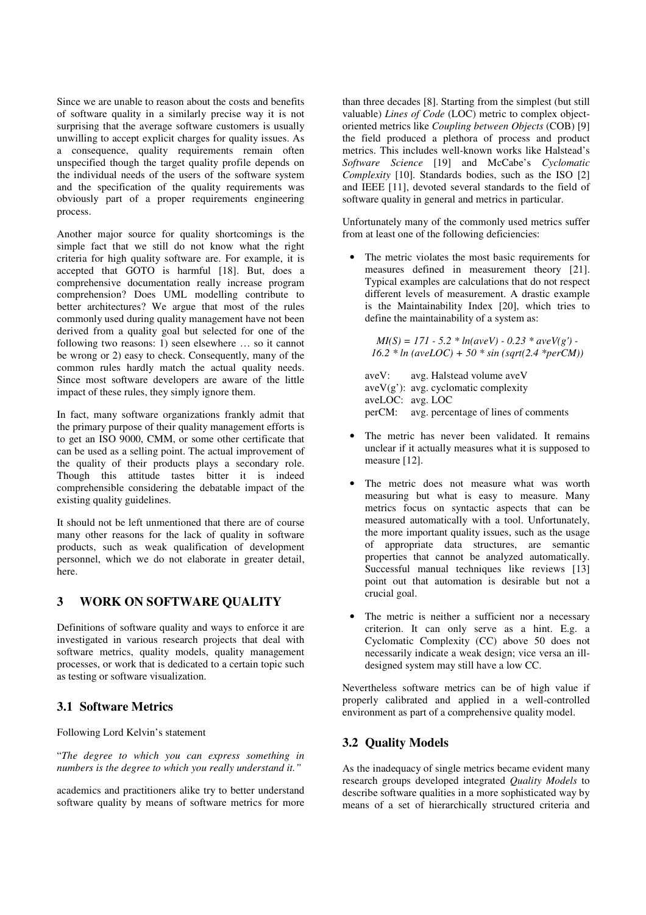Since we are unable to reason about the costs and benefits of software quality in a similarly precise way it is not surprising that the average software customers is usually unwilling to accept explicit charges for quality issues. As a consequence, quality requirements remain often unspecified though the target quality profile depends on the individual needs of the users of the software system and the specification of the quality requirements was obviously part of a proper requirements engineering process.

Another major source for quality shortcomings is the simple fact that we still do not know what the right criteria for high quality software are. For example, it is accepted that GOTO is harmful [18]. But, does a comprehensive documentation really increase program comprehension? Does UML modelling contribute to better architectures? We argue that most of the rules commonly used during quality management have not been derived from a quality goal but selected for one of the following two reasons: 1) seen elsewhere … so it cannot be wrong or 2) easy to check. Consequently, many of the common rules hardly match the actual quality needs. Since most software developers are aware of the little impact of these rules, they simply ignore them.

In fact, many software organizations frankly admit that the primary purpose of their quality management efforts is to get an ISO 9000, CMM, or some other certificate that can be used as a selling point. The actual improvement of the quality of their products plays a secondary role. Though this attitude tastes bitter it is indeed comprehensible considering the debatable impact of the existing quality guidelines.

It should not be left unmentioned that there are of course many other reasons for the lack of quality in software products, such as weak qualification of development personnel, which we do not elaborate in greater detail, here.

## 3 WORK ON SOFTWARE QUALITY

Definitions of software quality and ways to enforce it are investigated in various research projects that deal with software metrics, quality models, quality management processes, or work that is dedicated to a certain topic such as testing or software visualization.

### 3.1 Software Metrics

Following Lord Kelvin's statement

"*The degree to which you can express something in numbers is the degree to which you really understand it.*"

academics and practitioners alike try to better understand software quality by means of software metrics for more than three decades [8]. Starting from the simplest (but still valuable) *Lines of Code* (LOC) metric to complex object-oriented metrics like *Coupling between Objects* (COB) [9] the field produced a plethora of process and product metrics. This includes well-known works like Halstead's *Software Science* [19] and McCabe's *Cyclomatic Complexity* [10]. Standards bodies, such as the ISO [2] and IEEE [11], devoted several standards to the field of software quality in general and metrics in particular.

Unfortunately many of the commonly used metrics suffer from at least one of the following deficiencies:

- The metric violates the most basic requirements for measures defined in measurement theory [21]. Typical examples are calculations that do not respect different levels of measurement. A drastic example is the Maintainability Index [20], which tries to define the maintainability of a system as:

  $$MI(S) = 171 - 5.2 * \ln(aveV) - 0.23 * aveV(g') - 16.2 * \ln(aveLOC) + 50 * \sin(\sqrt{2.4 * perCM})$$

  aveV: avg. Halstead volume aveV
  aveV(g'): avg. cyclomatic complexity
  aveLOC: avg. LOC
  perCM: avg. percentage of lines of comments

- The metric has never been validated. It remains unclear if it actually measures what it is supposed to measure [12].

- The metric does not measure what was worth measuring but what is easy to measure. Many metrics focus on syntactic aspects that can be measured automatically with a tool. Unfortunately, the more important quality issues, such as the usage of appropriate data structures, are semantic properties that cannot be analyzed automatically. Successful manual techniques like reviews [13] point out that automation is desirable but not a crucial goal.

- The metric is neither a sufficient nor a necessary criterion. It can only serve as a hint. E.g. a Cyclomatic Complexity (CC) above 50 does not necessarily indicate a weak design; vice versa an ill-designed system may still have a low CC.

Nevertheless software metrics can be of high value if properly calibrated and applied in a well-controlled environment as part of a comprehensive quality model.

### 3.2 Quality Models

As the inadequacy of single metrics became evident many research groups developed integrated *Quality Models* to describe software qualities in a more sophisticated way by means of a set of hierarchically structured criteria and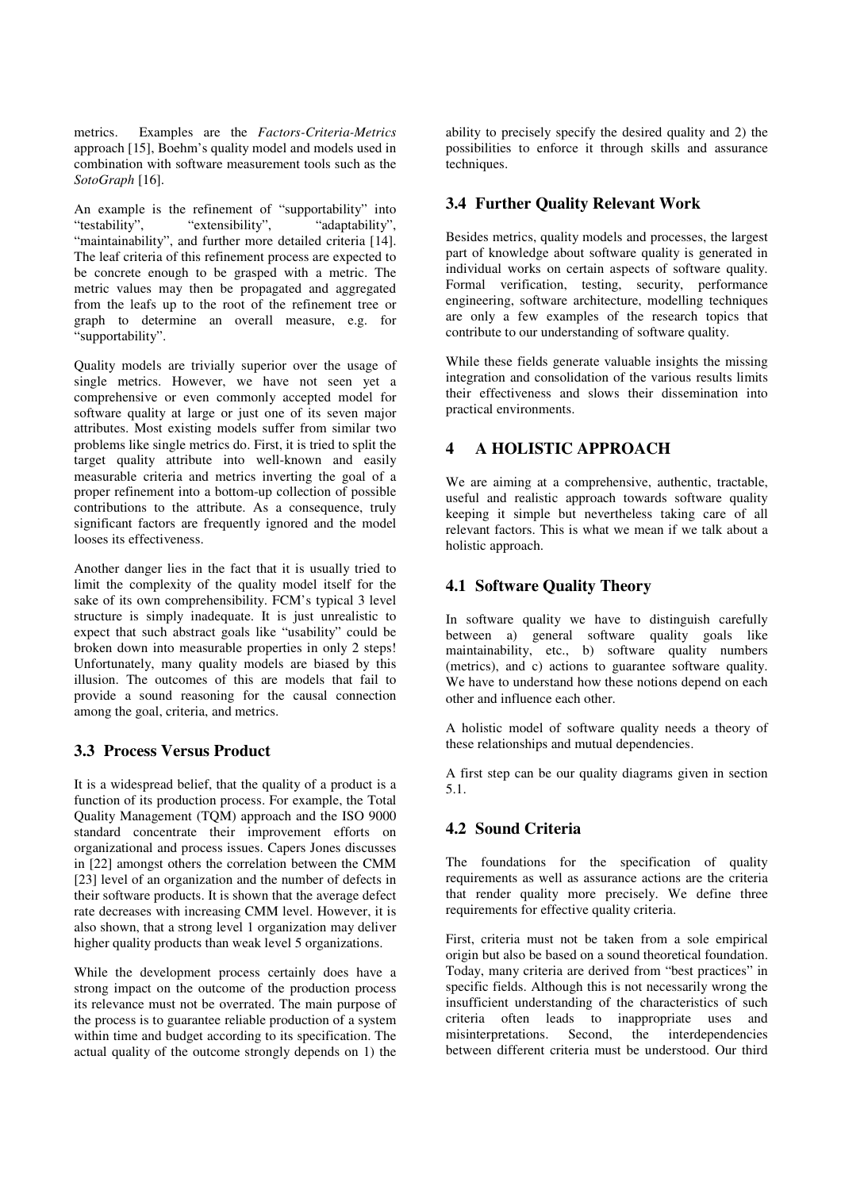metrics. Examples are the *Factors-Criteria-Metrics* approach [15], Boehm's quality model and models used in combination with software measurement tools such as the *SotoGraph* [16].

An example is the refinement of "supportability" into "testability", "extensibility", "adaptability", "maintainability", and further more detailed criteria [14]. The leaf criteria of this refinement process are expected to be concrete enough to be grasped with a metric. The metric values may then be propagated and aggregated from the leafs up to the root of the refinement tree or graph to determine an overall measure, e.g. for "supportability".

Quality models are trivially superior over the usage of single metrics. However, we have not seen yet a comprehensive or even commonly accepted model for software quality at large or just one of its seven major attributes. Most existing models suffer from similar two problems like single metrics do. First, it is tried to split the target quality attribute into well-known and easily measurable criteria and metrics inverting the goal of a proper refinement into a bottom-up collection of possible contributions to the attribute. As a consequence, truly significant factors are frequently ignored and the model looses its effectiveness.

Another danger lies in the fact that it is usually tried to limit the complexity of the quality model itself for the sake of its own comprehensibility. FCM's typical 3 level structure is simply inadequate. It is just unrealistic to expect that such abstract goals like "usability" could be broken down into measurable properties in only 2 steps! Unfortunately, many quality models are biased by this illusion. The outcomes of this are models that fail to provide a sound reasoning for the causal connection among the goal, criteria, and metrics.

### 3.3 Process Versus Product

It is a widespread belief, that the quality of a product is a function of its production process. For example, the Total Quality Management (TQM) approach and the ISO 9000 standard concentrate their improvement efforts on organizational and process issues. Capers Jones discusses in [22] amongst others the correlation between the CMM [23] level of an organization and the number of defects in their software products. It is shown that the average defect rate decreases with increasing CMM level. However, it is also shown, that a strong level 1 organization may deliver higher quality products than weak level 5 organizations.

While the development process certainly does have a strong impact on the outcome of the production process its relevance must not be overrated. The main purpose of the process is to guarantee reliable production of a system within time and budget according to its specification. The actual quality of the outcome strongly depends on 1) the ability to precisely specify the desired quality and 2) the possibilities to enforce it through skills and assurance techniques.

### 3.4 Further Quality Relevant Work

Besides metrics, quality models and processes, the largest part of knowledge about software quality is generated in individual works on certain aspects of software quality. Formal verification, testing, security, performance engineering, software architecture, modelling techniques are only a few examples of the research topics that contribute to our understanding of software quality.

While these fields generate valuable insights the missing integration and consolidation of the various results limits their effectiveness and slows their dissemination into practical environments.

## 4 A HOLISTIC APPROACH

We are aiming at a comprehensive, authentic, tractable, useful and realistic approach towards software quality keeping it simple but nevertheless taking care of all relevant factors. This is what we mean if we talk about a holistic approach.

### 4.1 Software Quality Theory

In software quality we have to distinguish carefully between a) general software quality goals like maintainability, etc., b) software quality numbers (metrics), and c) actions to guarantee software quality. We have to understand how these notions depend on each other and influence each other.

A holistic model of software quality needs a theory of these relationships and mutual dependencies.

A first step can be our quality diagrams given in section 5.1.

### 4.2 Sound Criteria

The foundations for the specification of quality requirements as well as assurance actions are the criteria that render quality more precisely. We define three requirements for effective quality criteria.

First, criteria must not be taken from a sole empirical origin but also be based on a sound theoretical foundation. Today, many criteria are derived from "best practices" in specific fields. Although this is not necessarily wrong the insufficient understanding of the characteristics of such criteria often leads to inappropriate uses and misinterpretations. Second, the interdependencies between different criteria must be understood. Our third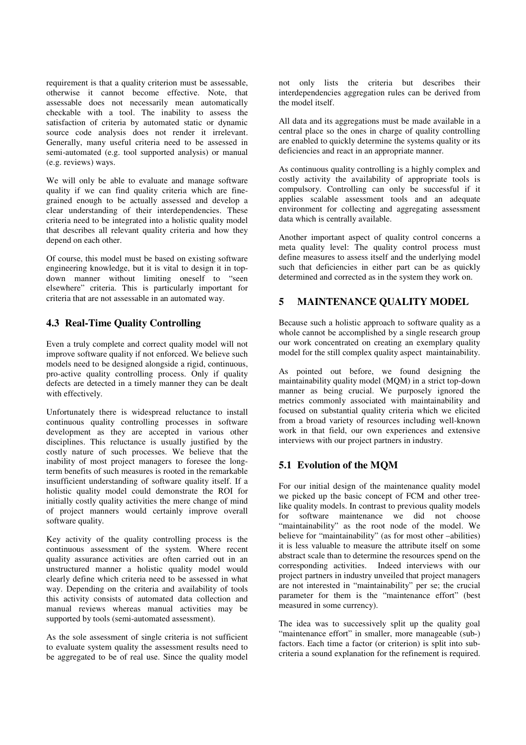requirement is that a quality criterion must be assessable, otherwise it cannot become effective. Note, that assessable does not necessarily mean automatically checkable with a tool. The inability to assess the satisfaction of criteria by automated static or dynamic source code analysis does not render it irrelevant. Generally, many useful criteria need to be assessed in semi-automated (e.g. tool supported analysis) or manual (e.g. reviews) ways.

We will only be able to evaluate and manage software quality if we can find quality criteria which are fine-grained enough to be actually assessed and develop a clear understanding of their interdependencies. These criteria need to be integrated into a holistic quality model that describes all relevant quality criteria and how they depend on each other.

Of course, this model must be based on existing software engineering knowledge, but it is vital to design it in top-down manner without limiting oneself to "seen elsewhere" criteria. This is particularly important for criteria that are not assessable in an automated way.

### 4.3 Real-Time Quality Controlling

Even a truly complete and correct quality model will not improve software quality if not enforced. We believe such models need to be designed alongside a rigid, continuous, pro-active quality controlling process. Only if quality defects are detected in a timely manner they can be dealt with effectively.

Unfortunately there is widespread reluctance to install continuous quality controlling processes in software development as they are accepted in various other disciplines. This reluctance is usually justified by the costly nature of such processes. We believe that the inability of most project managers to foresee the long-term benefits of such measures is rooted in the remarkable insufficient understanding of software quality itself. If a holistic quality model could demonstrate the ROI for initially costly quality activities the mere change of mind of project manners would certainly improve overall software quality.

Key activity of the quality controlling process is the continuous assessment of the system. Where recent quality assurance activities are often carried out in an unstructured manner a holistic quality model would clearly define which criteria need to be assessed in what way. Depending on the criteria and availability of tools this activity consists of automated data collection and manual reviews whereas manual activities may be supported by tools (semi-automated assessment).

As the sole assessment of single criteria is not sufficient to evaluate system quality the assessment results need to be aggregated to be of real use. Since the quality model not only lists the criteria but describes their interdependencies aggregation rules can be derived from the model itself.

All data and its aggregations must be made available in a central place so the ones in charge of quality controlling are enabled to quickly determine the systems quality or its deficiencies and react in an appropriate manner.

As continuous quality controlling is a highly complex and costly activity the availability of appropriate tools is compulsory. Controlling can only be successful if it applies scalable assessment tools and an adequate environment for collecting and aggregating assessment data which is centrally available.

Another important aspect of quality control concerns a meta quality level: The quality control process must define measures to assess itself and the underlying model such that deficiencies in either part can be as quickly determined and corrected as in the system they work on.

## 5 MAINTENANCE QUALITY MODEL

Because such a holistic approach to software quality as a whole cannot be accomplished by a single research group our work concentrated on creating an exemplary quality model for the still complex quality aspect maintainability.

As pointed out before, we found designing the maintainability quality model (MQM) in a strict top-down manner as being crucial. We purposely ignored the metrics commonly associated with maintainability and focused on substantial quality criteria which we elicited from a broad variety of resources including well-known work in that field, our own experiences and extensive interviews with our project partners in industry.

### 5.1 Evolution of the MQM

For our initial design of the maintenance quality model we picked up the basic concept of FCM and other tree-like quality models. In contrast to previous quality models for software maintenance we did not choose "maintainability" as the root node of the model. We believe for "maintainability" (as for most other –abilities) it is less valuable to measure the attribute itself on some abstract scale than to determine the resources spend on the corresponding activities. Indeed interviews with our project partners in industry unveiled that project managers are not interested in "maintainability" per se; the crucial parameter for them is the "maintenance effort" (best measured in some currency).

The idea was to successively split up the quality goal "maintenance effort" in smaller, more manageable (sub-) factors. Each time a factor (or criterion) is split into sub-criteria a sound explanation for the refinement is required.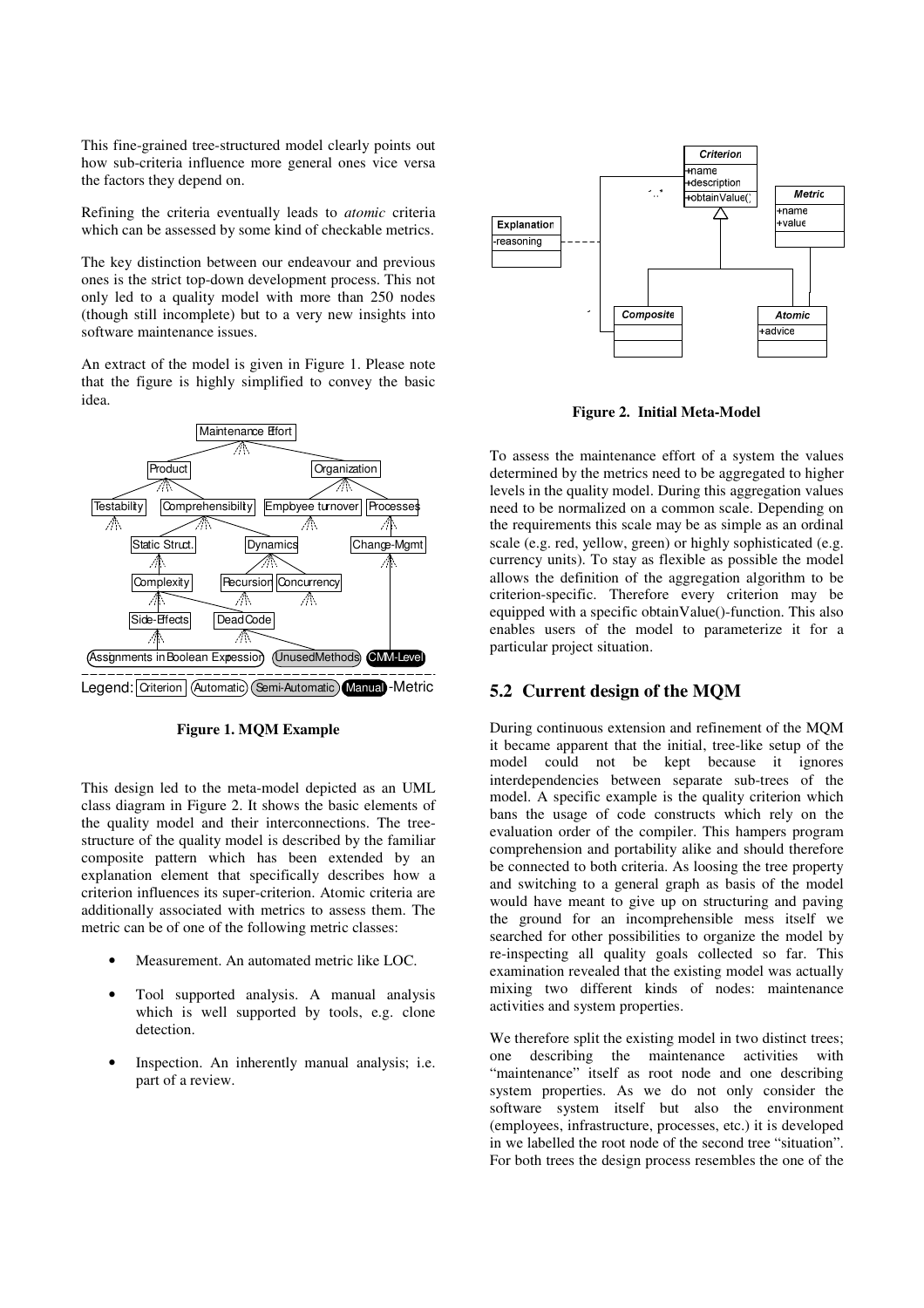This fine-grained tree-structured model clearly points out how sub-criteria influence more general ones vice versa the factors they depend on.

Refining the criteria eventually leads to *atomic* criteria which can be assessed by some kind of checkable metrics.

The key distinction between our endeavour and previous ones is the strict top-down development process. This not only led to a quality model with more than 250 nodes (though still incomplete) but to a very new insights into software maintenance issues.

An extract of the model is given in Figure 1. Please note that the figure is highly simplified to convey the basic idea.

**Figure 1. MQM Example**

This design led to the meta-model depicted as an UML class diagram in Figure 2. It shows the basic elements of the quality model and their interconnections. The tree-structure of the quality model is described by the familiar composite pattern which has been extended by an explanation element that specifically describes how a criterion influences its super-criterion. Atomic criteria are additionally associated with metrics to assess them. The metric can be of one of the following metric classes:

- Measurement. An automated metric like LOC.
- Tool supported analysis. A manual analysis which is well supported by tools, e.g. clone detection.
- Inspection. An inherently manual analysis; i.e. part of a review.

**Figure 2. Initial Meta-Model**

To assess the maintenance effort of a system the values determined by the metrics need to be aggregated to higher levels in the quality model. During this aggregation values need to be normalized on a common scale. Depending on the requirements this scale may be as simple as an ordinal scale (e.g. red, yellow, green) or highly sophisticated (e.g. currency units). To stay as flexible as possible the model allows the definition of the aggregation algorithm to be criterion-specific. Therefore every criterion may be equipped with a specific obtainValue()-function. This also enables users of the model to parameterize it for a particular project situation.

## 5.2 Current design of the MQM

During continuous extension and refinement of the MQM it became apparent that the initial, tree-like setup of the model could not be kept because it ignores interdependencies between separate sub-trees of the model. A specific example is the quality criterion which bans the usage of code constructs which rely on the evaluation order of the compiler. This hampers program comprehension and portability alike and should therefore be connected to both criteria. As loosing the tree property and switching to a general graph as basis of the model would have meant to give up on structuring and paving the ground for an incomprehensible mess itself we searched for other possibilities to organize the model by re-inspecting all quality goals collected so far. This examination revealed that the existing model was actually mixing two different kinds of nodes: maintenance activities and system properties.

We therefore split the existing model in two distinct trees; one describing the maintenance activities with "maintenance" itself as root node and one describing system properties. As we do not only consider the software system itself but also the environment (employees, infrastructure, processes, etc.) it is developed in we labelled the root node of the second tree "situation". For both trees the design process resembles the one of the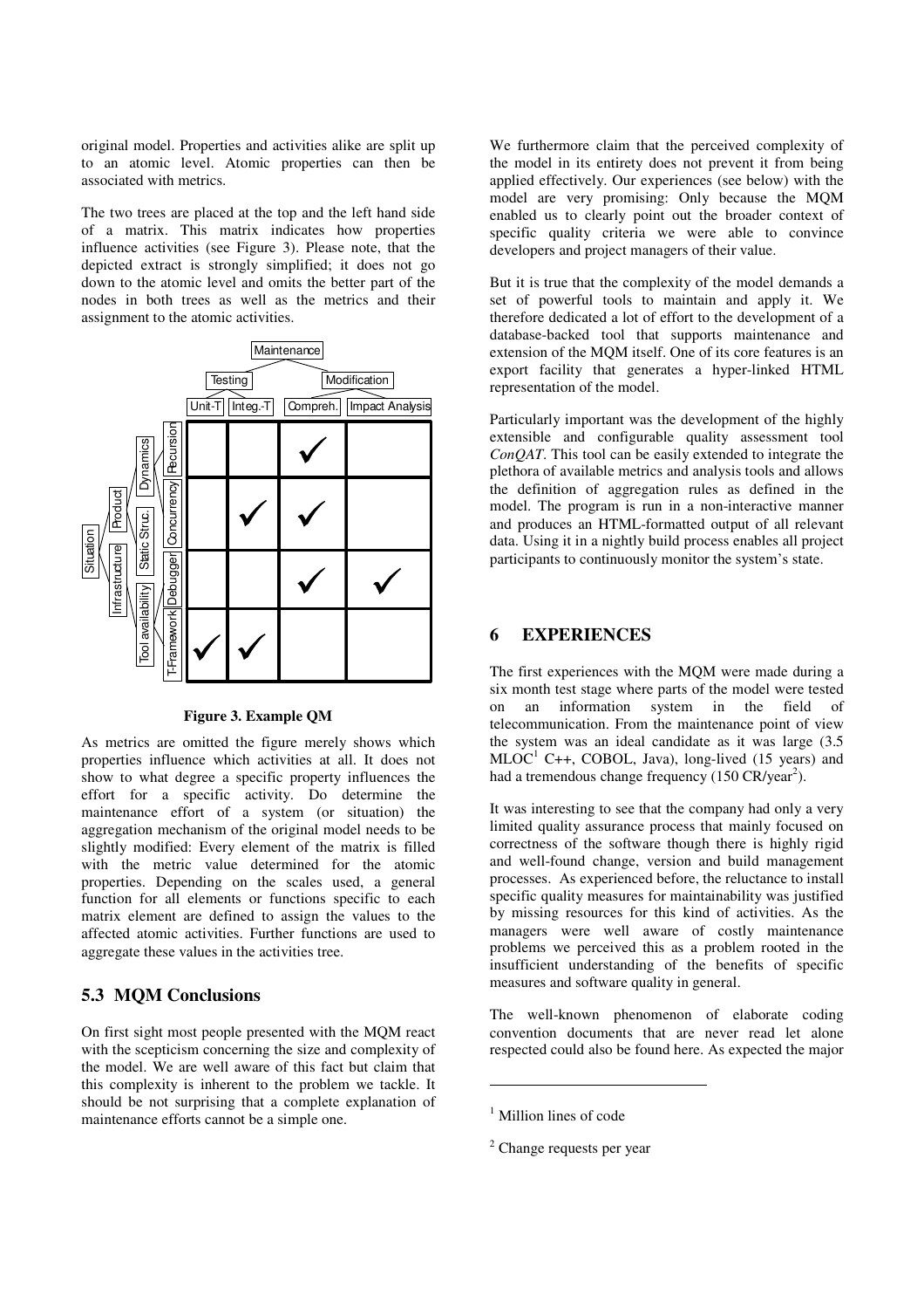original model. Properties and activities alike are split up to an atomic level. Atomic properties can then be associated with metrics.

The two trees are placed at the top and the left hand side of a matrix. This matrix indicates how properties influence activities (see Figure 3). Please note, that the depicted extract is strongly simplified; it does not go down to the atomic level and omits the better part of the nodes in both trees as well as the metrics and their assignment to the atomic activities.

| | Unit-T | Integ.-T | Compreh. | Impact Analysis |
|---|---|---|---|---|
| Recursion | | | ✓ | |
| Concurrency | | ✓ | ✓ | |
| Debugger | | | ✓ | ✓ |
| T-Framework | ✓ | ✓ | | |

**Figure 3. Example QM**

As metrics are omitted the figure merely shows which properties influence which activities at all. It does not show to what degree a specific property influences the effort for a specific activity. Do determine the maintenance effort of a system (or situation) the aggregation mechanism of the original model needs to be slightly modified: Every element of the matrix is filled with the metric value determined for the atomic properties. Depending on the scales used, a general function for all elements or functions specific to each matrix element are defined to assign the values to the affected atomic activities. Further functions are used to aggregate these values in the activities tree.

## 5.3 MQM Conclusions

On first sight most people presented with the MQM react with the scepticism concerning the size and complexity of the model. We are well aware of this fact but claim that this complexity is inherent to the problem we tackle. It should be not surprising that a complete explanation of maintenance efforts cannot be a simple one.

We furthermore claim that the perceived complexity of the model in its entirety does not prevent it from being applied effectively. Our experiences (see below) with the model are very promising: Only because the MQM enabled us to clearly point out the broader context of specific quality criteria we were able to convince developers and project managers of their value.

But it is true that the complexity of the model demands a set of powerful tools to maintain and apply it. We therefore dedicated a lot of effort to the development of a database-backed tool that supports maintenance and extension of the MQM itself. One of its core features is an export facility that generates a hyper-linked HTML representation of the model.

Particularly important was the development of the highly extensible and configurable quality assessment tool *ConQAT*. This tool can be easily extended to integrate the plethora of available metrics and analysis tools and allows the definition of aggregation rules as defined in the model. The program is run in a non-interactive manner and produces an HTML-formatted output of all relevant data. Using it in a nightly build process enables all project participants to continuously monitor the system's state.

# 6 EXPERIENCES

The first experiences with the MQM were made during a six month test stage where parts of the model were tested on an information system in the field of telecommunication. From the maintenance point of view the system was an ideal candidate as it was large (3.5 MLOC[1] C++, COBOL, Java), long-lived (15 years) and had a tremendous change frequency (150 CR/year[2]).

It was interesting to see that the company had only a very limited quality assurance process that mainly focused on correctness of the software though there is highly rigid and well-found change, version and build management processes. As experienced before, the reluctance to install specific quality measures for maintainability was justified by missing resources for this kind of activities. As the managers were well aware of costly maintenance problems we perceived this as a problem rooted in the insufficient understanding of the benefits of specific measures and software quality in general.

The well-known phenomenon of elaborate coding convention documents that are never read let alone respected could also be found here. As expected the major

[1] Million lines of code

[2] Change requests per year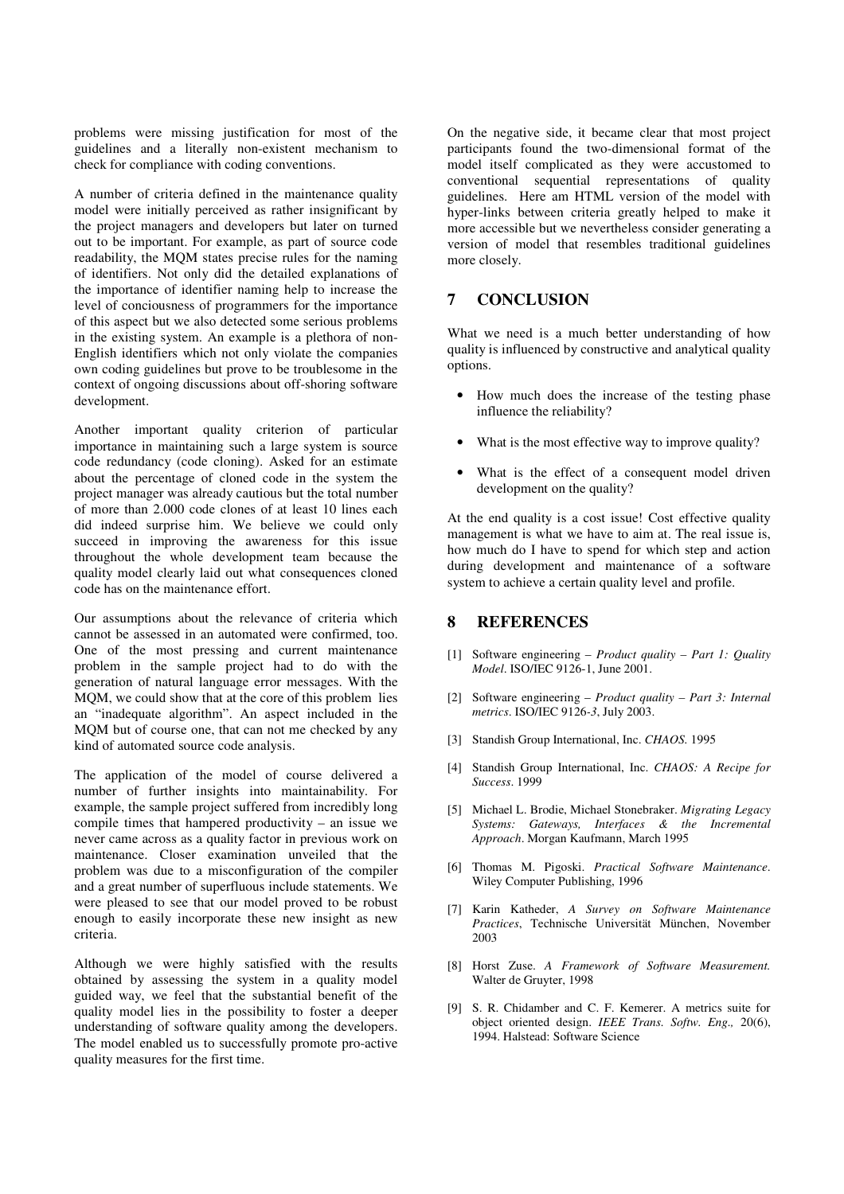problems were missing justification for most of the guidelines and a literally non-existent mechanism to check for compliance with coding conventions.

A number of criteria defined in the maintenance quality model were initially perceived as rather insignificant by the project managers and developers but later on turned out to be important. For example, as part of source code readability, the MQM states precise rules for the naming of identifiers. Not only did the detailed explanations of the importance of identifier naming help to increase the level of conciousness of programmers for the importance of this aspect but we also detected some serious problems in the existing system. An example is a plethora of non-English identifiers which not only violate the companies own coding guidelines but prove to be troublesome in the context of ongoing discussions about off-shoring software development.

Another important quality criterion of particular importance in maintaining such a large system is source code redundancy (code cloning). Asked for an estimate about the percentage of cloned code in the system the project manager was already cautious but the total number of more than 2.000 code clones of at least 10 lines each did indeed surprise him. We believe we could only succeed in improving the awareness for this issue throughout the whole development team because the quality model clearly laid out what consequences cloned code has on the maintenance effort.

Our assumptions about the relevance of criteria which cannot be assessed in an automated were confirmed, too. One of the most pressing and current maintenance problem in the sample project had to do with the generation of natural language error messages. With the MQM, we could show that at the core of this problem lies an "inadequate algorithm". An aspect included in the MQM but of course one, that can not me checked by any kind of automated source code analysis.

The application of the model of course delivered a number of further insights into maintainability. For example, the sample project suffered from incredibly long compile times that hampered productivity – an issue we never came across as a quality factor in previous work on maintenance. Closer examination unveiled that the problem was due to a misconfiguration of the compiler and a great number of superfluous include statements. We were pleased to see that our model proved to be robust enough to easily incorporate these new insight as new criteria.

Although we were highly satisfied with the results obtained by assessing the system in a quality model guided way, we feel that the substantial benefit of the quality model lies in the possibility to foster a deeper understanding of software quality among the developers. The model enabled us to successfully promote pro-active quality measures for the first time.

On the negative side, it became clear that most project participants found the two-dimensional format of the model itself complicated as they were accustomed to conventional sequential representations of quality guidelines. Here am HTML version of the model with hyper-links between criteria greatly helped to make it more accessible but we nevertheless consider generating a version of model that resembles traditional guidelines more closely.

# 7 CONCLUSION

What we need is a much better understanding of how quality is influenced by constructive and analytical quality options.

- How much does the increase of the testing phase influence the reliability?
- What is the most effective way to improve quality?
- What is the effect of a consequent model driven development on the quality?

At the end quality is a cost issue! Cost effective quality management is what we have to aim at. The real issue is, how much do I have to spend for which step and action during development and maintenance of a software system to achieve a certain quality level and profile.

# 8 REFERENCES

[1] Software engineering – *Product quality – Part 1: Quality Model*. ISO/IEC 9126-1, June 2001.

[2] Software engineering – *Product quality – Part 3: Internal metrics*. ISO/IEC 9126-*3*, July 2003.

[3] Standish Group International, Inc. *CHAOS*. 1995

[4] Standish Group International, Inc. *CHAOS: A Recipe for Success*. 1999

[5] Michael L. Brodie, Michael Stonebraker. *Migrating Legacy Systems: Gateways, Interfaces & the Incremental Approach*. Morgan Kaufmann, March 1995

[6] Thomas M. Pigoski. *Practical Software Maintenance*. Wiley Computer Publishing, 1996

[7] Karin Katheder, *A Survey on Software Maintenance Practices*, Technische Universität München, November 2003

[8] Horst Zuse. *A Framework of Software Measurement.* Walter de Gruyter, 1998

[9] S. R. Chidamber and C. F. Kemerer. A metrics suite for object oriented design. *IEEE Trans. Softw. Eng.,* 20(6), 1994. Halstead: Software Science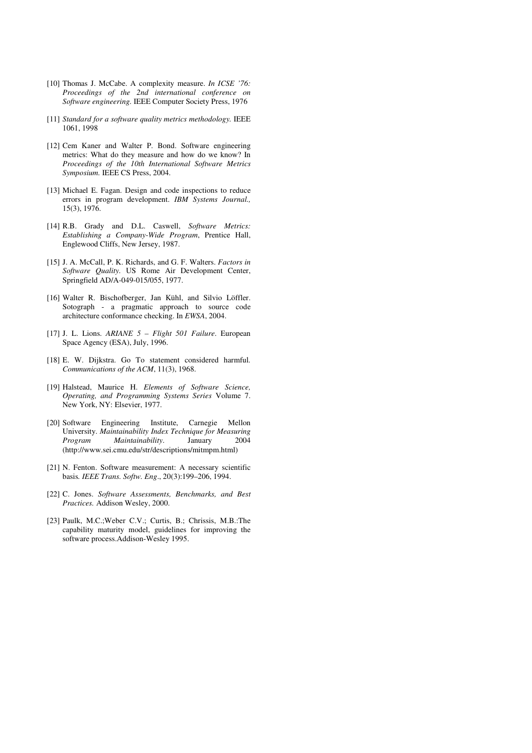[10] Thomas J. McCabe. A complexity measure. *In ICSE '76: Proceedings of the 2nd international conference on Software engineering.* IEEE Computer Society Press, 1976

[11] *Standard for a software quality metrics methodology.* IEEE 1061, 1998

[12] Cem Kaner and Walter P. Bond. Software engineering metrics: What do they measure and how do we know? In *Proceedings of the 10th International Software Metrics Symposium.* IEEE CS Press, 2004.

[13] Michael E. Fagan. Design and code inspections to reduce errors in program development. *IBM Systems Journal.,* 15(3), 1976.

[14] R.B. Grady and D.L. Caswell, *Software Metrics: Establishing a Company-Wide Program*, Prentice Hall, Englewood Cliffs, New Jersey, 1987.

[15] J. A. McCall, P. K. Richards, and G. F. Walters. *Factors in Software Quality*. US Rome Air Development Center, Springfield AD/A-049-015/055, 1977.

[16] Walter R. Bischofberger, Jan Kühl, and Silvio Löffler. Sotograph - a pragmatic approach to source code architecture conformance checking. In *EWSA*, 2004.

[17] J. L. Lions. *ARIANE 5 – Flight 501 Failure*. European Space Agency (ESA), July, 1996.

[18] E. W. Dijkstra. Go To statement considered harmful. *Communications of the ACM*, 11(3), 1968.

[19] Halstead, Maurice H. *Elements of Software Science, Operating, and Programming Systems Series* Volume 7. New York, NY: Elsevier, 1977.

[20] Software Engineering Institute, Carnegie Mellon University. *Maintainability Index Technique for Measuring Program Maintainability*. January 2004 (http://www.sei.cmu.edu/str/descriptions/mitmpm.html)

[21] N. Fenton. Software measurement: A necessary scientific basis*. IEEE Trans. Softw. Eng*., 20(3):199–206, 1994.

[22] C. Jones. *Software Assessments, Benchmarks, and Best Practices.* Addison Wesley, 2000.

[23] Paulk, M.C.;Weber C.V.; Curtis, B.; Chrissis, M.B.:The capability maturity model, guidelines for improving the software process.Addison-Wesley 1995.